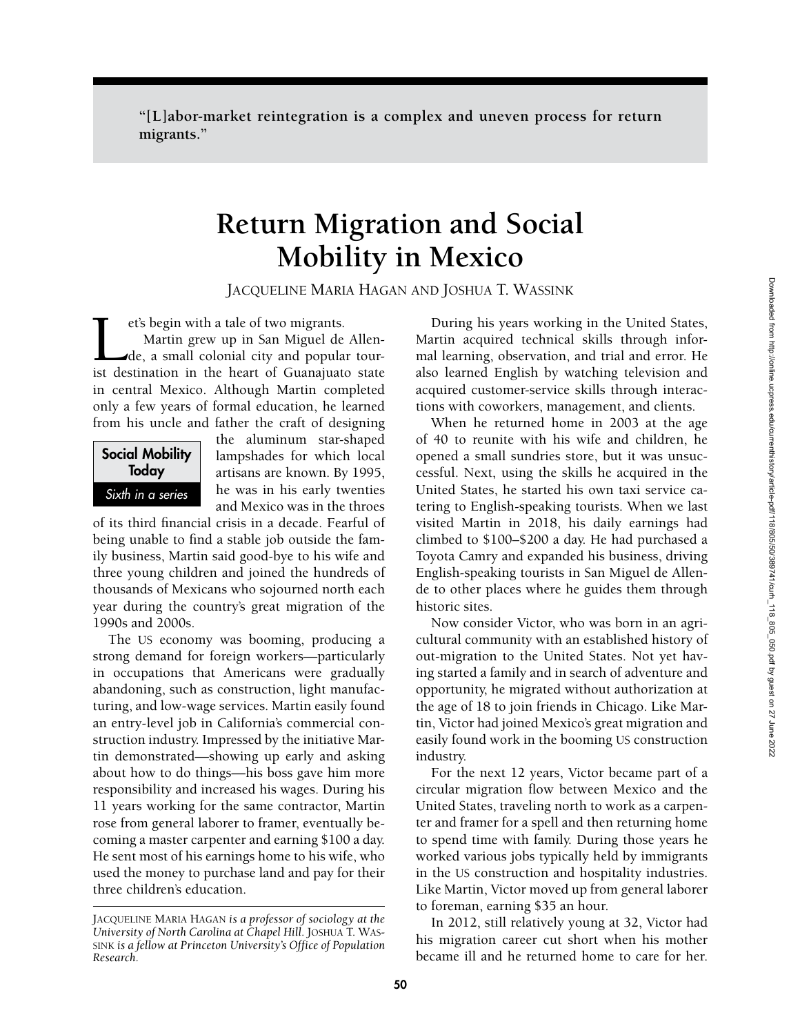"[L]abor-market reintegration is a complex and uneven process for return migrants."

# Return Migration and Social Mobility in Mexico

JACQUELINE MARIA HAGAN AND JOSHUA T. WASSINK

**Social Mobility Today**

*Sixth in a series*

Let's begin with a tale of two migrants.

Martin grew up in San Miguel de Allende, a small colonial city and popular tourist destination in the heart of Guanajuato state in central Mexico. Although Martin completed only a few years of formal education, he learned from his uncle and father the craft of designing the aluminum star-shaped lampshades for which local artisans are known. By 1995, he was in his early twenties and Mexico was in the throes of its third financial crisis in a decade. Fearful of being unable to find a stable job outside the family business, Martin said good-bye to his wife and three young children and joined the hundreds of thousands of Mexicans who sojourned north each year during the country's great migration of the 1990s and 2000s.

The US economy was booming, producing a strong demand for foreign workers—particularly in occupations that Americans were gradually abandoning, such as construction, light manufacturing, and low-wage services. Martin easily found an entry-level job in California's commercial construction industry. Impressed by the initiative Martin demonstrated—showing up early and asking about how to do things—his boss gave him more responsibility and increased his wages. During his 11 years working for the same contractor, Martin rose from general laborer to framer, eventually becoming a master carpenter and earning $100 a day. He sent most of his earnings home to his wife, who used the money to purchase land and pay for their three children's education.

During his years working in the United States, Martin acquired technical skills through informal learning, observation, and trial and error. He also learned English by watching television and acquired customer-service skills through interactions with coworkers, management, and clients.

When he returned home in 2003 at the age of 40 to reunite with his wife and children, he opened a small sundries store, but it was unsuccessful. Next, using the skills he acquired in the United States, he started his own taxi service catering to English-speaking tourists. When we last visited Martin in 2018, his daily earnings had climbed to $100–$200 a day. He had purchased a Toyota Camry and expanded his business, driving English-speaking tourists in San Miguel de Allende to other places where he guides them through historic sites.

Now consider Victor, who was born in an agricultural community with an established history of out-migration to the United States. Not yet having started a family and in search of adventure and opportunity, he migrated without authorization at the age of 18 to join friends in Chicago. Like Martin, Victor had joined Mexico's great migration and easily found work in the booming US construction industry.

For the next 12 years, Victor became part of a circular migration flow between Mexico and the United States, traveling north to work as a carpenter and framer for a spell and then returning home to spend time with family. During those years he worked various jobs typically held by immigrants in the US construction and hospitality industries. Like Martin, Victor moved up from general laborer to foreman, earning $35 an hour.

In 2012, still relatively young at 32, Victor had his migration career cut short when his mother became ill and he returned home to care for her.

---

*JACQUELINE MARIA HAGAN is a professor of sociology at the University of North Carolina at Chapel Hill. JOSHUA T. WASSINK is a fellow at Princeton University's Office of Population Research.*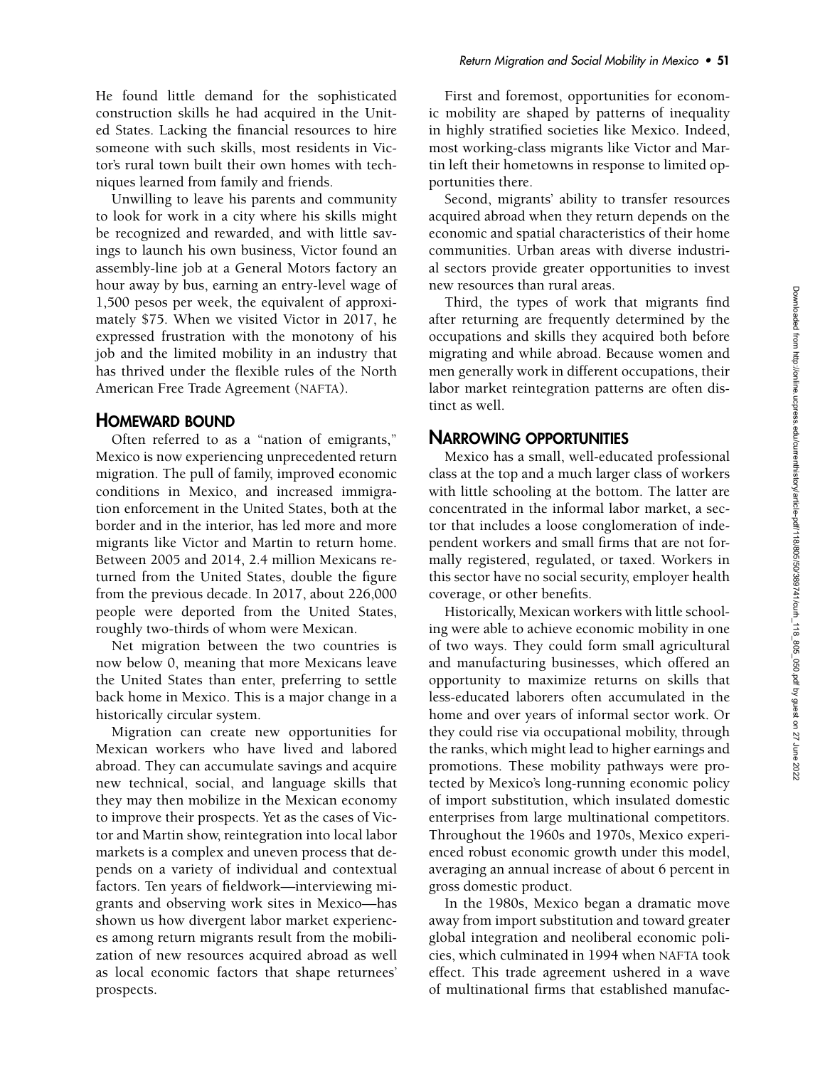He found little demand for the sophisticated construction skills he had acquired in the United States. Lacking the financial resources to hire someone with such skills, most residents in Victor's rural town built their own homes with techniques learned from family and friends.

Unwilling to leave his parents and community to look for work in a city where his skills might be recognized and rewarded, and with little savings to launch his own business, Victor found an assembly-line job at a General Motors factory an hour away by bus, earning an entry-level wage of 1,500 pesos per week, the equivalent of approximately $75. When we visited Victor in 2017, he expressed frustration with the monotony of his job and the limited mobility in an industry that has thrived under the flexible rules of the North American Free Trade Agreement (NAFTA).

## HOMEWARD BOUND

Often referred to as a "nation of emigrants," Mexico is now experiencing unprecedented return migration. The pull of family, improved economic conditions in Mexico, and increased immigration enforcement in the United States, both at the border and in the interior, has led more and more migrants like Victor and Martin to return home. Between 2005 and 2014, 2.4 million Mexicans returned from the United States, double the figure from the previous decade. In 2017, about 226,000 people were deported from the United States, roughly two-thirds of whom were Mexican.

Net migration between the two countries is now below 0, meaning that more Mexicans leave the United States than enter, preferring to settle back home in Mexico. This is a major change in a historically circular system.

Migration can create new opportunities for Mexican workers who have lived and labored abroad. They can accumulate savings and acquire new technical, social, and language skills that they may then mobilize in the Mexican economy to improve their prospects. Yet as the cases of Victor and Martin show, reintegration into local labor markets is a complex and uneven process that depends on a variety of individual and contextual factors. Ten years of fieldwork—interviewing migrants and observing work sites in Mexico—has shown us how divergent labor market experiences among return migrants result from the mobilization of new resources acquired abroad as well as local economic factors that shape returnees' prospects.

First and foremost, opportunities for economic mobility are shaped by patterns of inequality in highly stratified societies like Mexico. Indeed, most working-class migrants like Victor and Martin left their hometowns in response to limited opportunities there.

Second, migrants' ability to transfer resources acquired abroad when they return depends on the economic and spatial characteristics of their home communities. Urban areas with diverse industrial sectors provide greater opportunities to invest new resources than rural areas.

Third, the types of work that migrants find after returning are frequently determined by the occupations and skills they acquired both before migrating and while abroad. Because women and men generally work in different occupations, their labor market reintegration patterns are often distinct as well.

## NARROWING OPPORTUNITIES

Mexico has a small, well-educated professional class at the top and a much larger class of workers with little schooling at the bottom. The latter are concentrated in the informal labor market, a sector that includes a loose conglomeration of independent workers and small firms that are not formally registered, regulated, or taxed. Workers in this sector have no social security, employer health coverage, or other benefits.

Historically, Mexican workers with little schooling were able to achieve economic mobility in one of two ways. They could form small agricultural and manufacturing businesses, which offered an opportunity to maximize returns on skills that less-educated laborers often accumulated in the home and over years of informal sector work. Or they could rise via occupational mobility, through the ranks, which might lead to higher earnings and promotions. These mobility pathways were protected by Mexico's long-running economic policy of import substitution, which insulated domestic enterprises from large multinational competitors. Throughout the 1960s and 1970s, Mexico experienced robust economic growth under this model, averaging an annual increase of about 6 percent in gross domestic product.

In the 1980s, Mexico began a dramatic move away from import substitution and toward greater global integration and neoliberal economic policies, which culminated in 1994 when NAFTA took effect. This trade agreement ushered in a wave of multinational firms that established manufac-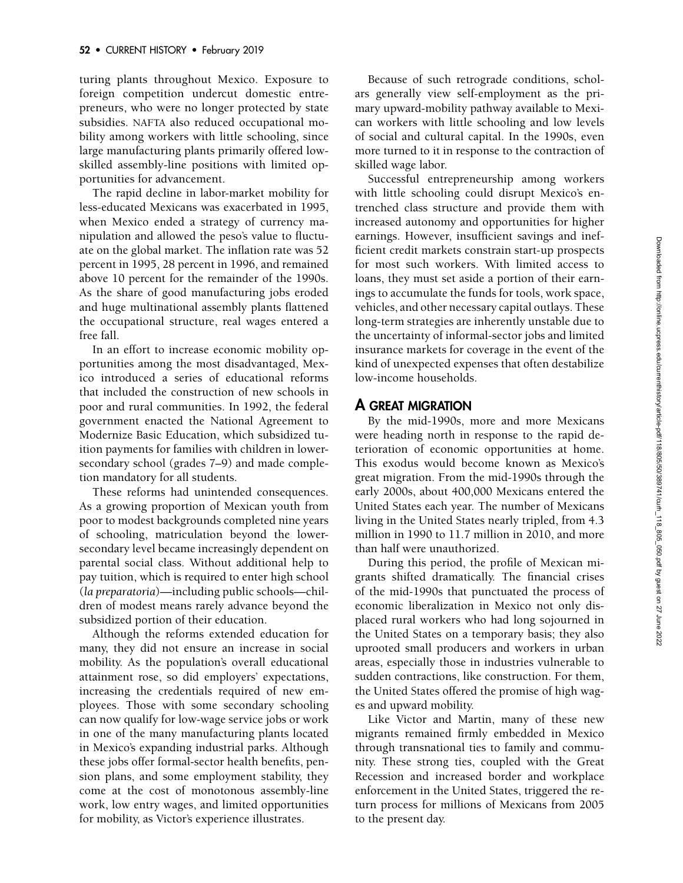turing plants throughout Mexico. Exposure to foreign competition undercut domestic entrepreneurs, who were no longer protected by state subsidies. NAFTA also reduced occupational mobility among workers with little schooling, since large manufacturing plants primarily offered low-skilled assembly-line positions with limited opportunities for advancement.

The rapid decline in labor-market mobility for less-educated Mexicans was exacerbated in 1995, when Mexico ended a strategy of currency manipulation and allowed the peso's value to fluctuate on the global market. The inflation rate was 52 percent in 1995, 28 percent in 1996, and remained above 10 percent for the remainder of the 1990s. As the share of good manufacturing jobs eroded and huge multinational assembly plants flattened the occupational structure, real wages entered a free fall.

In an effort to increase economic mobility opportunities among the most disadvantaged, Mexico introduced a series of educational reforms that included the construction of new schools in poor and rural communities. In 1992, the federal government enacted the National Agreement to Modernize Basic Education, which subsidized tuition payments for families with children in lower-secondary school (grades 7–9) and made completion mandatory for all students.

These reforms had unintended consequences. As a growing proportion of Mexican youth from poor to modest backgrounds completed nine years of schooling, matriculation beyond the lower-secondary level became increasingly dependent on parental social class. Without additional help to pay tuition, which is required to enter high school (*la preparatoria*)—including public schools—children of modest means rarely advance beyond the subsidized portion of their education.

Although the reforms extended education for many, they did not ensure an increase in social mobility. As the population's overall educational attainment rose, so did employers' expectations, increasing the credentials required of new employees. Those with some secondary schooling can now qualify for low-wage service jobs or work in one of the many manufacturing plants located in Mexico's expanding industrial parks. Although these jobs offer formal-sector health benefits, pension plans, and some employment stability, they come at the cost of monotonous assembly-line work, low entry wages, and limited opportunities for mobility, as Victor's experience illustrates.

Because of such retrograde conditions, scholars generally view self-employment as the primary upward-mobility pathway available to Mexican workers with little schooling and low levels of social and cultural capital. In the 1990s, even more turned to it in response to the contraction of skilled wage labor.

Successful entrepreneurship among workers with little schooling could disrupt Mexico's entrenched class structure and provide them with increased autonomy and opportunities for higher earnings. However, insufficient savings and inefficient credit markets constrain start-up prospects for most such workers. With limited access to loans, they must set aside a portion of their earnings to accumulate the funds for tools, work space, vehicles, and other necessary capital outlays. These long-term strategies are inherently unstable due to the uncertainty of informal-sector jobs and limited insurance markets for coverage in the event of the kind of unexpected expenses that often destabilize low-income households.

## A GREAT MIGRATION

By the mid-1990s, more and more Mexicans were heading north in response to the rapid deterioration of economic opportunities at home. This exodus would become known as Mexico's great migration. From the mid-1990s through the early 2000s, about 400,000 Mexicans entered the United States each year. The number of Mexicans living in the United States nearly tripled, from 4.3 million in 1990 to 11.7 million in 2010, and more than half were unauthorized.

During this period, the profile of Mexican migrants shifted dramatically. The financial crises of the mid-1990s that punctuated the process of economic liberalization in Mexico not only displaced rural workers who had long sojourned in the United States on a temporary basis; they also uprooted small producers and workers in urban areas, especially those in industries vulnerable to sudden contractions, like construction. For them, the United States offered the promise of high wages and upward mobility.

Like Victor and Martin, many of these new migrants remained firmly embedded in Mexico through transnational ties to family and community. These strong ties, coupled with the Great Recession and increased border and workplace enforcement in the United States, triggered the return process for millions of Mexicans from 2005 to the present day.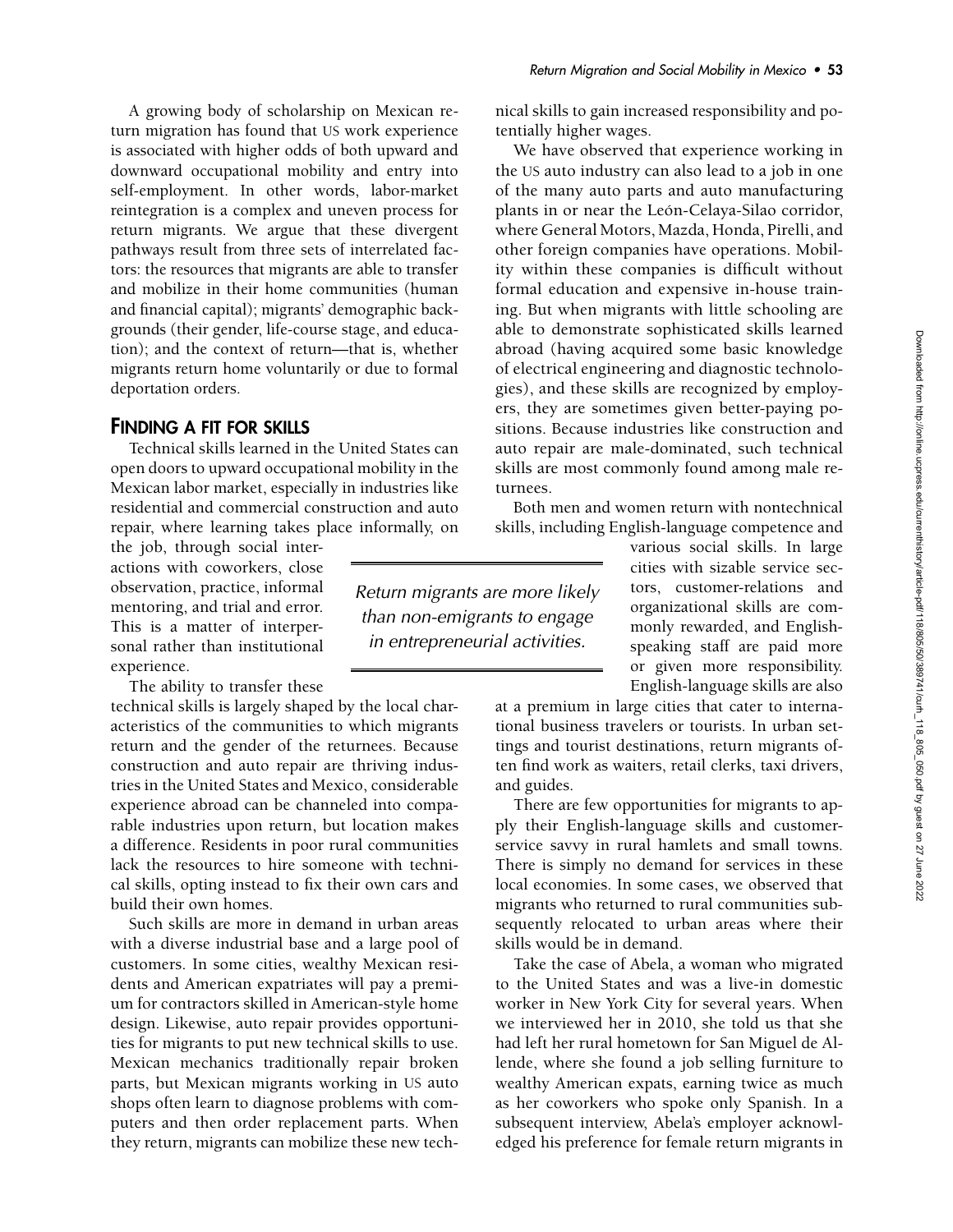A growing body of scholarship on Mexican return migration has found that US work experience is associated with higher odds of both upward and downward occupational mobility and entry into self-employment. In other words, labor-market reintegration is a complex and uneven process for return migrants. We argue that these divergent pathways result from three sets of interrelated factors: the resources that migrants are able to transfer and mobilize in their home communities (human and financial capital); migrants' demographic backgrounds (their gender, life-course stage, and education); and the context of return—that is, whether migrants return home voluntarily or due to formal deportation orders.

## FINDING A FIT FOR SKILLS

Technical skills learned in the United States can open doors to upward occupational mobility in the Mexican labor market, especially in industries like residential and commercial construction and auto repair, where learning takes place informally, on the job, through social interactions with coworkers, close observation, practice, informal mentoring, and trial and error. This is a matter of interpersonal rather than institutional experience.

The ability to transfer these technical skills is largely shaped by the local characteristics of the communities to which migrants return and the gender of the returnees. Because construction and auto repair are thriving industries in the United States and Mexico, considerable experience abroad can be channeled into comparable industries upon return, but location makes a difference. Residents in poor rural communities lack the resources to hire someone with technical skills, opting instead to fix their own cars and build their own homes.

Such skills are more in demand in urban areas with a diverse industrial base and a large pool of customers. In some cities, wealthy Mexican residents and American expatriates will pay a premium for contractors skilled in American-style home design. Likewise, auto repair provides opportunities for migrants to put new technical skills to use. Mexican mechanics traditionally repair broken parts, but Mexican migrants working in US auto shops often learn to diagnose problems with computers and then order replacement parts. When they return, migrants can mobilize these new technical skills to gain increased responsibility and potentially higher wages.

We have observed that experience working in the US auto industry can also lead to a job in one of the many auto parts and auto manufacturing plants in or near the León-Celaya-Silao corridor, where General Motors, Mazda, Honda, Pirelli, and other foreign companies have operations. Mobility within these companies is difficult without formal education and expensive in-house training. But when migrants with little schooling are able to demonstrate sophisticated skills learned abroad (having acquired some basic knowledge of electrical engineering and diagnostic technologies), and these skills are recognized by employers, they are sometimes given better-paying positions. Because industries like construction and auto repair are male-dominated, such technical skills are most commonly found among male returnees.

*Return migrants are more likely than non-emigrants to engage in entrepreneurial activities.*

Both men and women return with nontechnical skills, including English-language competence and various social skills. In large cities with sizable service sectors, customer-relations and organizational skills are commonly rewarded, and English-speaking staff are paid more or given more responsibility. English-language skills are also at a premium in large cities that cater to international business travelers or tourists. In urban settings and tourist destinations, return migrants often find work as waiters, retail clerks, taxi drivers, and guides.

There are few opportunities for migrants to apply their English-language skills and customer-service savvy in rural hamlets and small towns. There is simply no demand for services in these local economies. In some cases, we observed that migrants who returned to rural communities subsequently relocated to urban areas where their skills would be in demand.

Take the case of Abela, a woman who migrated to the United States and was a live-in domestic worker in New York City for several years. When we interviewed her in 2010, she told us that she had left her rural hometown for San Miguel de Allende, where she found a job selling furniture to wealthy American expats, earning twice as much as her coworkers who spoke only Spanish. In a subsequent interview, Abela's employer acknowledged his preference for female return migrants in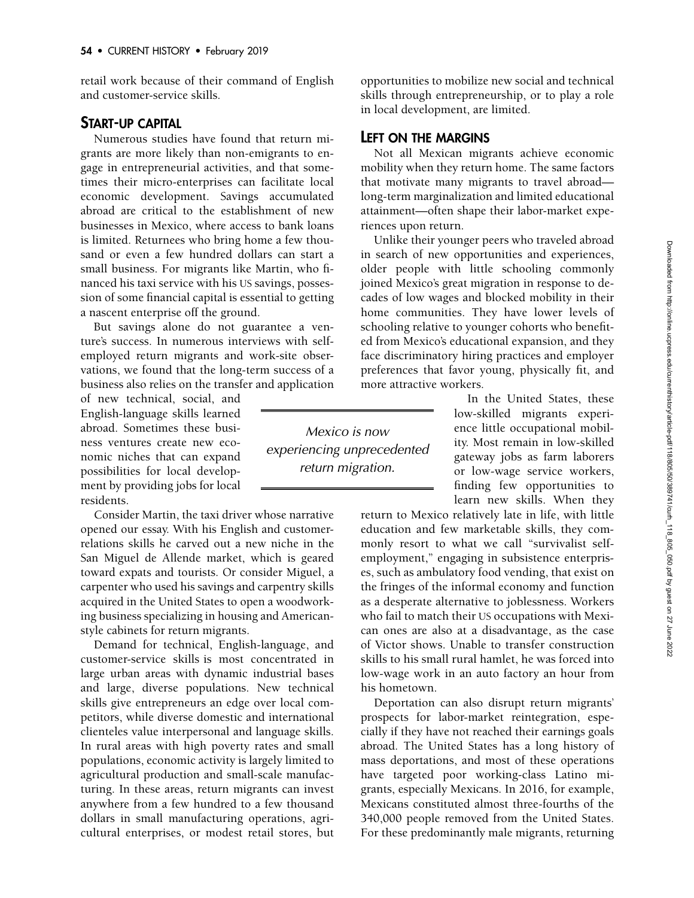retail work because of their command of English and customer-service skills.

## START-UP CAPITAL

Numerous studies have found that return migrants are more likely than non-emigrants to engage in entrepreneurial activities, and that sometimes their micro-enterprises can facilitate local economic development. Savings accumulated abroad are critical to the establishment of new businesses in Mexico, where access to bank loans is limited. Returnees who bring home a few thousand or even a few hundred dollars can start a small business. For migrants like Martin, who financed his taxi service with his US savings, possession of some financial capital is essential to getting a nascent enterprise off the ground.

But savings alone do not guarantee a venture's success. In numerous interviews with self-employed return migrants and work-site observations, we found that the long-term success of a business also relies on the transfer and application of new technical, social, and English-language skills learned abroad. Sometimes these business ventures create new economic niches that can expand possibilities for local development by providing jobs for local residents.

*Mexico is now experiencing unprecedented return migration.*

Consider Martin, the taxi driver whose narrative opened our essay. With his English and customer-relations skills he carved out a new niche in the San Miguel de Allende market, which is geared toward expats and tourists. Or consider Miguel, a carpenter who used his savings and carpentry skills acquired in the United States to open a woodworking business specializing in housing and American-style cabinets for return migrants.

Demand for technical, English-language, and customer-service skills is most concentrated in large urban areas with dynamic industrial bases and large, diverse populations. New technical skills give entrepreneurs an edge over local competitors, while diverse domestic and international clienteles value interpersonal and language skills. In rural areas with high poverty rates and small populations, economic activity is largely limited to agricultural production and small-scale manufacturing. In these areas, return migrants can invest anywhere from a few hundred to a few thousand dollars in small manufacturing operations, agricultural enterprises, or modest retail stores, but opportunities to mobilize new social and technical skills through entrepreneurship, or to play a role in local development, are limited.

## LEFT ON THE MARGINS

Not all Mexican migrants achieve economic mobility when they return home. The same factors that motivate many migrants to travel abroad—long-term marginalization and limited educational attainment—often shape their labor-market experiences upon return.

Unlike their younger peers who traveled abroad in search of new opportunities and experiences, older people with little schooling commonly joined Mexico's great migration in response to decades of low wages and blocked mobility in their home communities. They have lower levels of schooling relative to younger cohorts who benefited from Mexico's educational expansion, and they face discriminatory hiring practices and employer preferences that favor young, physically fit, and more attractive workers.

In the United States, these low-skilled migrants experience little occupational mobility. Most remain in low-skilled gateway jobs as farm laborers or low-wage service workers, finding few opportunities to learn new skills. When they return to Mexico relatively late in life, with little education and few marketable skills, they commonly resort to what we call "survivalist self-employment," engaging in subsistence enterprises, such as ambulatory food vending, that exist on the fringes of the informal economy and function as a desperate alternative to joblessness. Workers who fail to match their US occupations with Mexican ones are also at a disadvantage, as the case of Victor shows. Unable to transfer construction skills to his small rural hamlet, he was forced into low-wage work in an auto factory an hour from his hometown.

Deportation can also disrupt return migrants' prospects for labor-market reintegration, especially if they have not reached their earnings goals abroad. The United States has a long history of mass deportations, and most of these operations have targeted poor working-class Latino migrants, especially Mexicans. In 2016, for example, Mexicans constituted almost three-fourths of the 340,000 people removed from the United States. For these predominantly male migrants, returning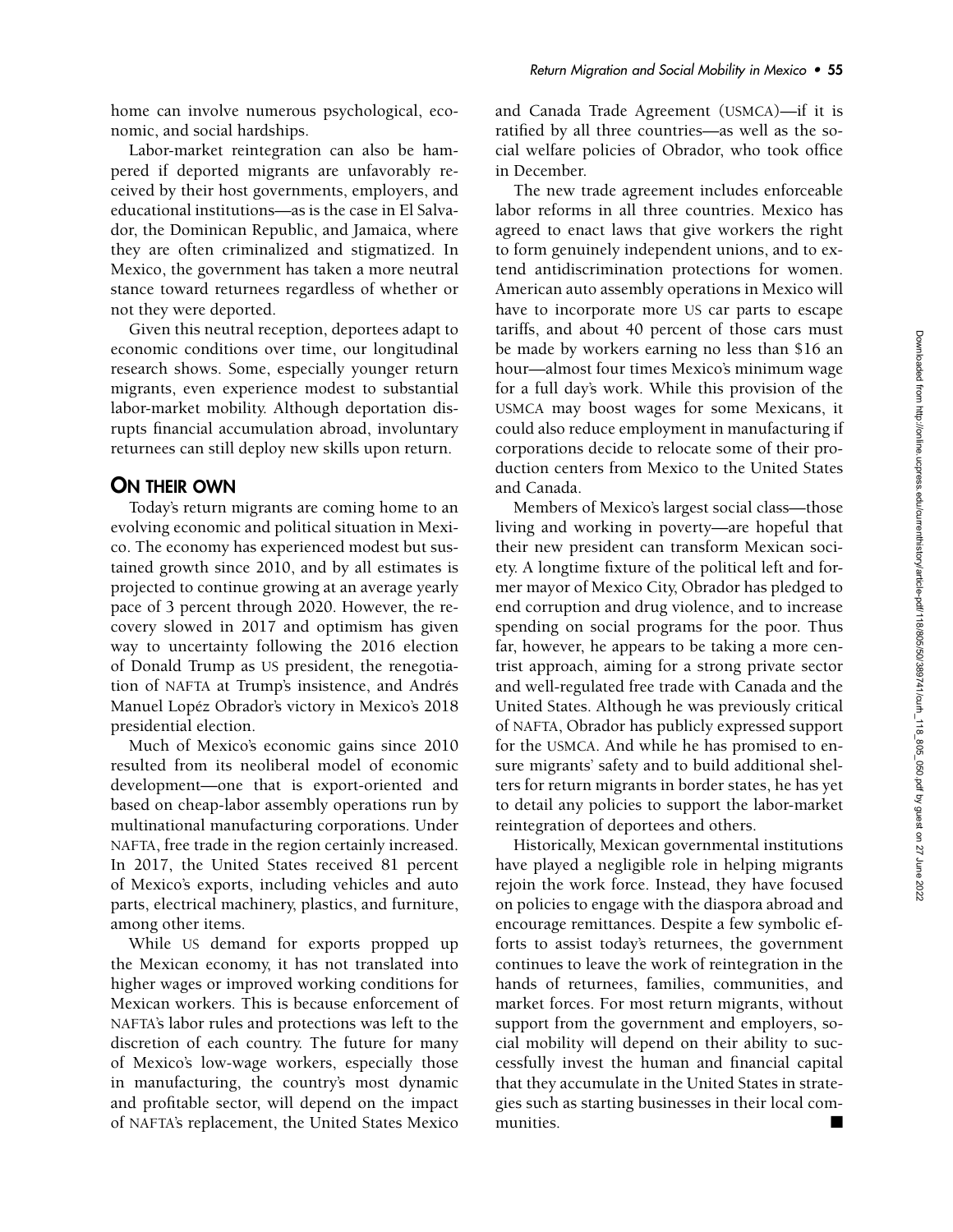home can involve numerous psychological, economic, and social hardships.

Labor-market reintegration can also be hampered if deported migrants are unfavorably received by their host governments, employers, and educational institutions—as is the case in El Salvador, the Dominican Republic, and Jamaica, where they are often criminalized and stigmatized. In Mexico, the government has taken a more neutral stance toward returnees regardless of whether or not they were deported.

Given this neutral reception, deportees adapt to economic conditions over time, our longitudinal research shows. Some, especially younger return migrants, even experience modest to substantial labor-market mobility. Although deportation disrupts financial accumulation abroad, involuntary returnees can still deploy new skills upon return.

## On their own

Today's return migrants are coming home to an evolving economic and political situation in Mexico. The economy has experienced modest but sustained growth since 2010, and by all estimates is projected to continue growing at an average yearly pace of 3 percent through 2020. However, the recovery slowed in 2017 and optimism has given way to uncertainty following the 2016 election of Donald Trump as US president, the renegotiation of NAFTA at Trump's insistence, and Andrés Manuel Lopéz Obrador's victory in Mexico's 2018 presidential election.

Much of Mexico's economic gains since 2010 resulted from its neoliberal model of economic development—one that is export-oriented and based on cheap-labor assembly operations run by multinational manufacturing corporations. Under NAFTA, free trade in the region certainly increased. In 2017, the United States received 81 percent of Mexico's exports, including vehicles and auto parts, electrical machinery, plastics, and furniture, among other items.

While US demand for exports propped up the Mexican economy, it has not translated into higher wages or improved working conditions for Mexican workers. This is because enforcement of NAFTA's labor rules and protections was left to the discretion of each country. The future for many of Mexico's low-wage workers, especially those in manufacturing, the country's most dynamic and profitable sector, will depend on the impact of NAFTA's replacement, the United States Mexico and Canada Trade Agreement (USMCA)—if it is ratified by all three countries—as well as the social welfare policies of Obrador, who took office in December.

The new trade agreement includes enforceable labor reforms in all three countries. Mexico has agreed to enact laws that give workers the right to form genuinely independent unions, and to extend antidiscrimination protections for women. American auto assembly operations in Mexico will have to incorporate more US car parts to escape tariffs, and about 40 percent of those cars must be made by workers earning no less than $16 an hour—almost four times Mexico's minimum wage for a full day's work. While this provision of the USMCA may boost wages for some Mexicans, it could also reduce employment in manufacturing if corporations decide to relocate some of their production centers from Mexico to the United States and Canada.

Members of Mexico's largest social class—those living and working in poverty—are hopeful that their new president can transform Mexican society. A longtime fixture of the political left and former mayor of Mexico City, Obrador has pledged to end corruption and drug violence, and to increase spending on social programs for the poor. Thus far, however, he appears to be taking a more centrist approach, aiming for a strong private sector and well-regulated free trade with Canada and the United States. Although he was previously critical of NAFTA, Obrador has publicly expressed support for the USMCA. And while he has promised to ensure migrants' safety and to build additional shelters for return migrants in border states, he has yet to detail any policies to support the labor-market reintegration of deportees and others.

Historically, Mexican governmental institutions have played a negligible role in helping migrants rejoin the work force. Instead, they have focused on policies to engage with the diaspora abroad and encourage remittances. Despite a few symbolic efforts to assist today's returnees, the government continues to leave the work of reintegration in the hands of returnees, families, communities, and market forces. For most return migrants, without support from the government and employers, social mobility will depend on their ability to successfully invest the human and financial capital that they accumulate in the United States in strategies such as starting businesses in their local communities. ■